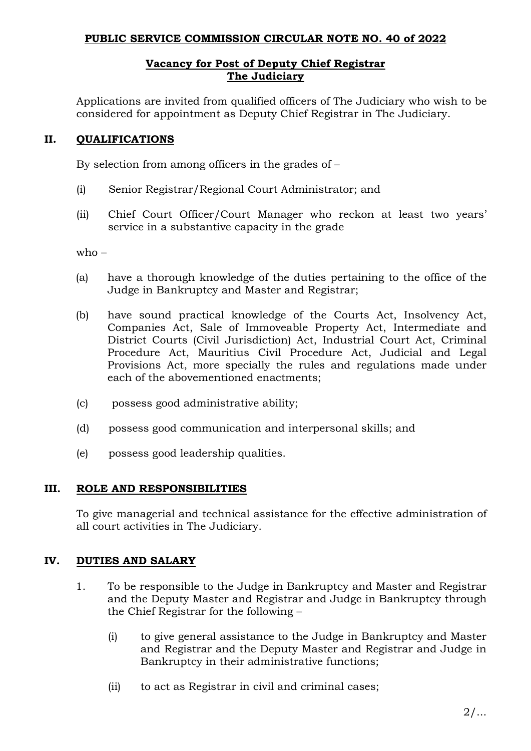**PUBLIC SERVICE COMMISSION CIRCULAR NOTE NO. 40 of 2022**

**Vacancy for Post of Deputy Chief Registrar**
**The Judiciary**

Applications are invited from qualified officers of The Judiciary who wish to be considered for appointment as Deputy Chief Registrar in The Judiciary.

## II. QUALIFICATIONS

By selection from among officers in the grades of –

(i) Senior Registrar/Regional Court Administrator; and

(ii) Chief Court Officer/Court Manager who reckon at least two years' service in a substantive capacity in the grade

who –

(a) have a thorough knowledge of the duties pertaining to the office of the Judge in Bankruptcy and Master and Registrar;

(b) have sound practical knowledge of the Courts Act, Insolvency Act, Companies Act, Sale of Immoveable Property Act, Intermediate and District Courts (Civil Jurisdiction) Act, Industrial Court Act, Criminal Procedure Act, Mauritius Civil Procedure Act, Judicial and Legal Provisions Act, more specially the rules and regulations made under each of the abovementioned enactments;

(c) possess good administrative ability;

(d) possess good communication and interpersonal skills; and

(e) possess good leadership qualities.

## III. ROLE AND RESPONSIBILITIES

To give managerial and technical assistance for the effective administration of all court activities in The Judiciary.

## IV. DUTIES AND SALARY

1. To be responsible to the Judge in Bankruptcy and Master and Registrar and the Deputy Master and Registrar and Judge in Bankruptcy through the Chief Registrar for the following –

   (i) to give general assistance to the Judge in Bankruptcy and Master and Registrar and the Deputy Master and Registrar and Judge in Bankruptcy in their administrative functions;

   (ii) to act as Registrar in civil and criminal cases;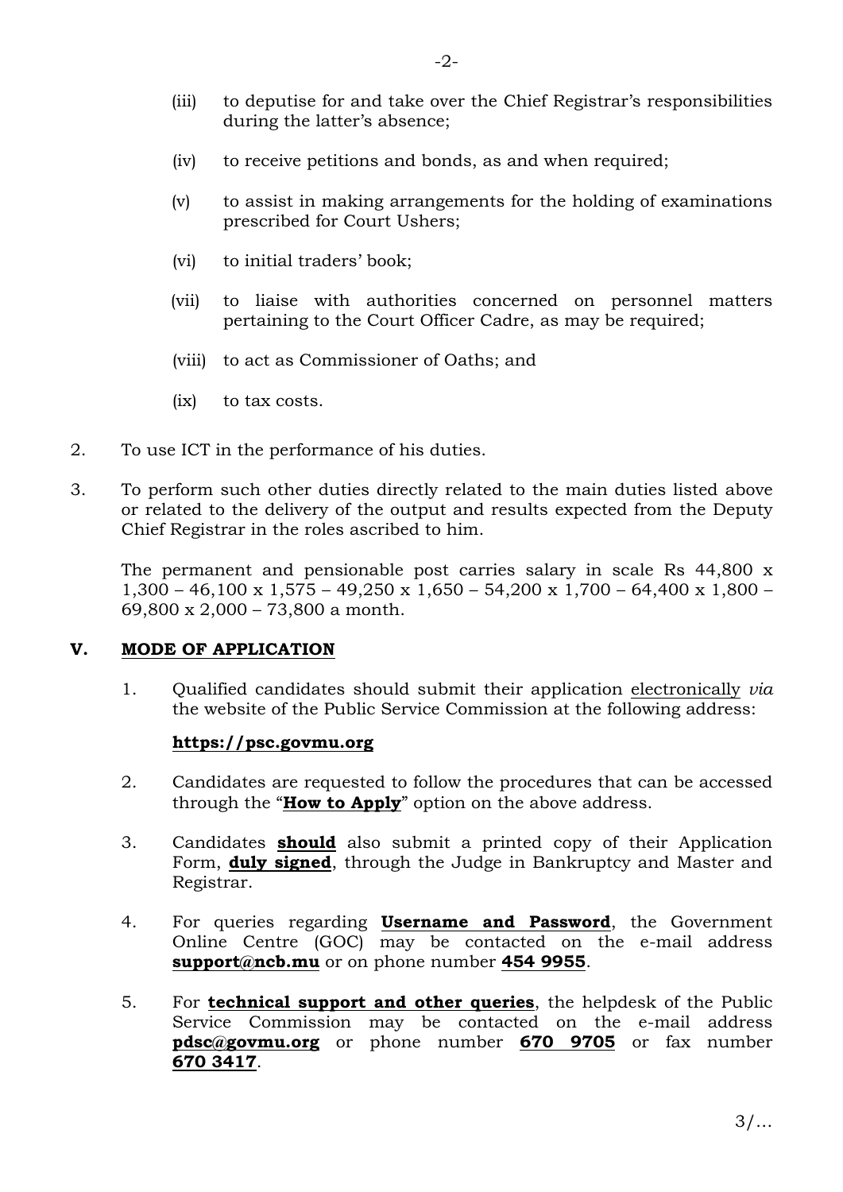(iii) to deputise for and take over the Chief Registrar's responsibilities during the latter's absence;

(iv) to receive petitions and bonds, as and when required;

(v) to assist in making arrangements for the holding of examinations prescribed for Court Ushers;

(vi) to initial traders' book;

(vii) to liaise with authorities concerned on personnel matters pertaining to the Court Officer Cadre, as may be required;

(viii) to act as Commissioner of Oaths; and

(ix) to tax costs.

2. To use ICT in the performance of his duties.

3. To perform such other duties directly related to the main duties listed above or related to the delivery of the output and results expected from the Deputy Chief Registrar in the roles ascribed to him.

The permanent and pensionable post carries salary in scale Rs 44,800 x 1,300 – 46,100 x 1,575 – 49,250 x 1,650 – 54,200 x 1,700 – 64,400 x 1,800 – 69,800 x 2,000 – 73,800 a month.

## V. MODE OF APPLICATION

1. Qualified candidates should submit their application electronically *via* the website of the Public Service Commission at the following address:

   **https://psc.govmu.org**

2. Candidates are requested to follow the procedures that can be accessed through the "**How to Apply**" option on the above address.

3. Candidates **should** also submit a printed copy of their Application Form, **duly signed**, through the Judge in Bankruptcy and Master and Registrar.

4. For queries regarding **Username and Password**, the Government Online Centre (GOC) may be contacted on the e-mail address **support@ncb.mu** or on phone number **454 9955**.

5. For **technical support and other queries**, the helpdesk of the Public Service Commission may be contacted on the e-mail address **pdsc@govmu.org** or phone number **670 9705** or fax number **670 3417**.

3/...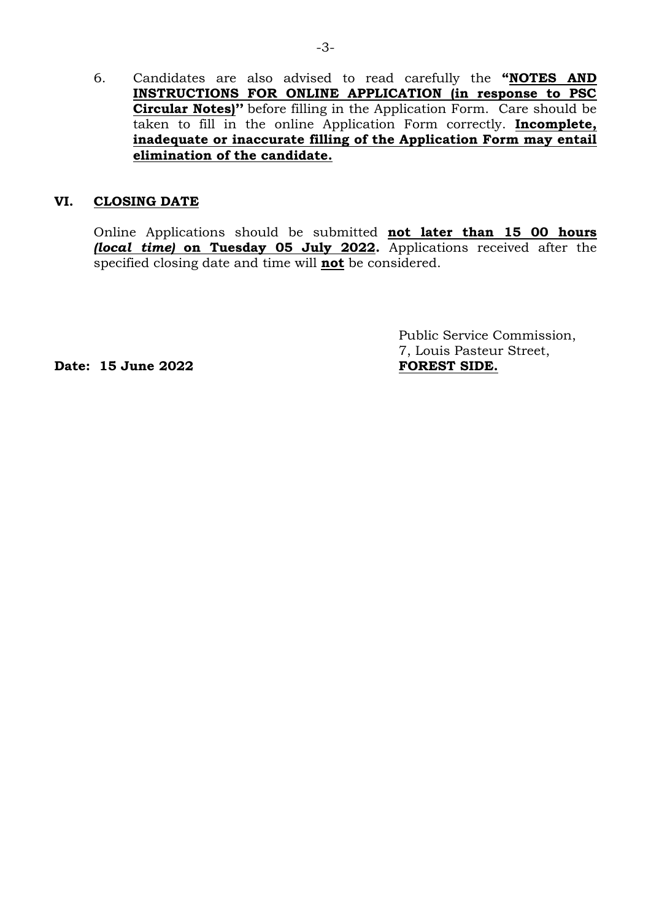6. Candidates are also advised to read carefully the **"NOTES AND INSTRUCTIONS FOR ONLINE APPLICATION (in response to PSC Circular Notes)"** before filling in the Application Form. Care should be taken to fill in the online Application Form correctly. **Incomplete, inadequate or inaccurate filling of the Application Form may entail elimination of the candidate.**

## VI. CLOSING DATE

Online Applications should be submitted **not later than 15 00 hours *(local time)* on Tuesday 05 July 2022.** Applications received after the specified closing date and time will **not** be considered.

Public Service Commission,
7, Louis Pasteur Street,
**FOREST SIDE.**

**Date: 15 June 2022**